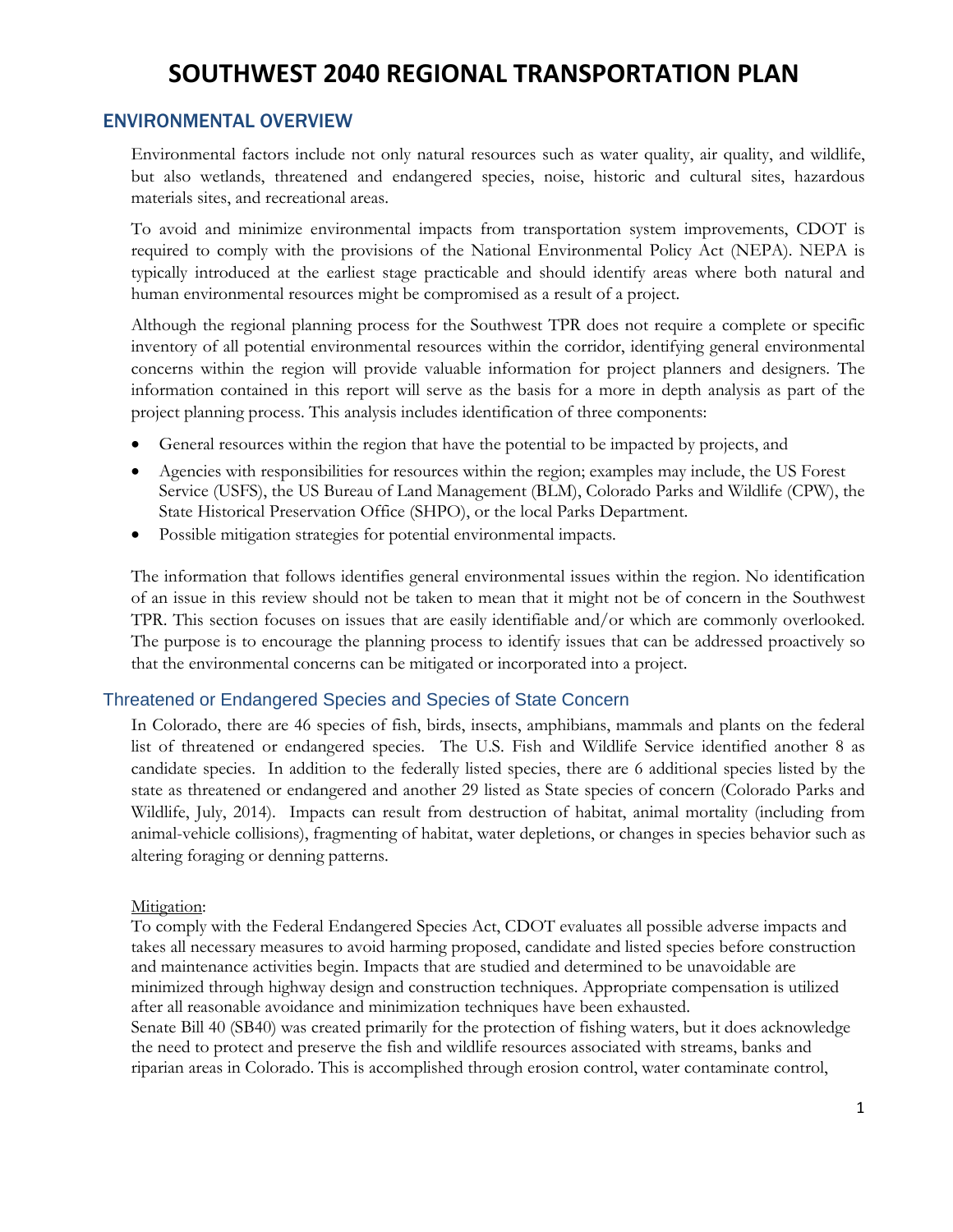# SOUTHWEST 2040 REGIONAL TRANSPORTATION PLAN

## ENVIRONMENTAL OVERVIEW

Environmental factors include not only natural resources such as water quality, air quality, and wildlife, but also wetlands, threatened and endangered species, noise, historic and cultural sites, hazardous materials sites, and recreational areas.

To avoid and minimize environmental impacts from transportation system improvements, CDOT is required to comply with the provisions of the National Environmental Policy Act (NEPA). NEPA is typically introduced at the earliest stage practicable and should identify areas where both natural and human environmental resources might be compromised as a result of a project.

Although the regional planning process for the Southwest TPR does not require a complete or specific inventory of all potential environmental resources within the corridor, identifying general environmental concerns within the region will provide valuable information for project planners and designers. The information contained in this report will serve as the basis for a more in depth analysis as part of the project planning process. This analysis includes identification of three components:

- General resources within the region that have the potential to be impacted by projects, and
- Agencies with responsibilities for resources within the region; examples may include, the US Forest Service (USFS), the US Bureau of Land Management (BLM), Colorado Parks and Wildlife (CPW), the State Historical Preservation Office (SHPO), or the local Parks Department.
- Possible mitigation strategies for potential environmental impacts.

The information that follows identifies general environmental issues within the region. No identification of an issue in this review should not be taken to mean that it might not be of concern in the Southwest TPR. This section focuses on issues that are easily identifiable and/or which are commonly overlooked. The purpose is to encourage the planning process to identify issues that can be addressed proactively so that the environmental concerns can be mitigated or incorporated into a project.

### Threatened or Endangered Species and Species of State Concern

In Colorado, there are 46 species of fish, birds, insects, amphibians, mammals and plants on the federal list of threatened or endangered species. The U.S. Fish and Wildlife Service identified another 8 as candidate species. In addition to the federally listed species, there are 6 additional species listed by the state as threatened or endangered and another 29 listed as State species of concern (Colorado Parks and Wildlife, July, 2014). Impacts can result from destruction of habitat, animal mortality (including from animal-vehicle collisions), fragmenting of habitat, water depletions, or changes in species behavior such as altering foraging or denning patterns.

Mitigation:

To comply with the Federal Endangered Species Act, CDOT evaluates all possible adverse impacts and takes all necessary measures to avoid harming proposed, candidate and listed species before construction and maintenance activities begin. Impacts that are studied and determined to be unavoidable are minimized through highway design and construction techniques. Appropriate compensation is utilized after all reasonable avoidance and minimization techniques have been exhausted.

Senate Bill 40 (SB40) was created primarily for the protection of fishing waters, but it does acknowledge the need to protect and preserve the fish and wildlife resources associated with streams, banks and riparian areas in Colorado. This is accomplished through erosion control, water contaminate control,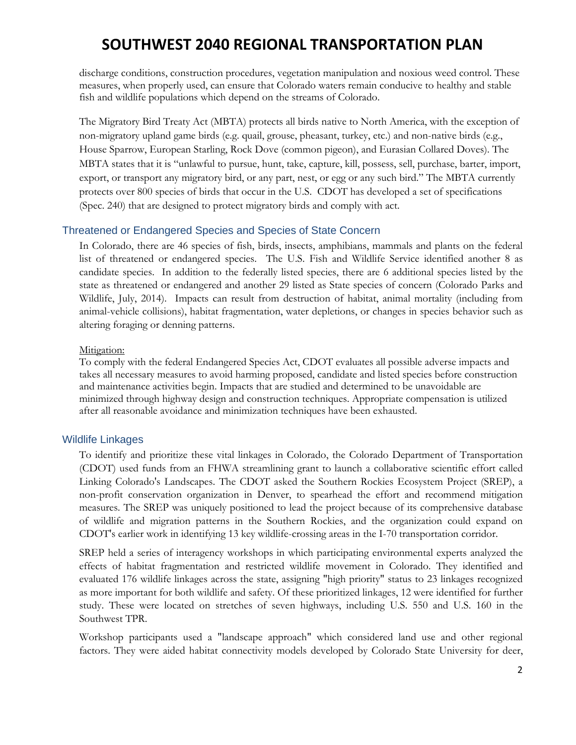discharge conditions, construction procedures, vegetation manipulation and noxious weed control. These measures, when properly used, can ensure that Colorado waters remain conducive to healthy and stable fish and wildlife populations which depend on the streams of Colorado.

The Migratory Bird Treaty Act (MBTA) protects all birds native to North America, with the exception of non-migratory upland game birds (e.g. quail, grouse, pheasant, turkey, etc.) and non-native birds (e.g., House Sparrow, European Starling, Rock Dove (common pigeon), and Eurasian Collared Doves). The MBTA states that it is "unlawful to pursue, hunt, take, capture, kill, possess, sell, purchase, barter, import, export, or transport any migratory bird, or any part, nest, or egg or any such bird." The MBTA currently protects over 800 species of birds that occur in the U.S. CDOT has developed a set of specifications (Spec. 240) that are designed to protect migratory birds and comply with act.

## Threatened or Endangered Species and Species of State Concern

In Colorado, there are 46 species of fish, birds, insects, amphibians, mammals and plants on the federal list of threatened or endangered species. The U.S. Fish and Wildlife Service identified another 8 as candidate species. In addition to the federally listed species, there are 6 additional species listed by the state as threatened or endangered and another 29 listed as State species of concern (Colorado Parks and Wildlife, July, 2014). Impacts can result from destruction of habitat, animal mortality (including from animal-vehicle collisions), habitat fragmentation, water depletions, or changes in species behavior such as altering foraging or denning patterns.

Mitigation:

To comply with the federal Endangered Species Act, CDOT evaluates all possible adverse impacts and takes all necessary measures to avoid harming proposed, candidate and listed species before construction and maintenance activities begin. Impacts that are studied and determined to be unavoidable are minimized through highway design and construction techniques. Appropriate compensation is utilized after all reasonable avoidance and minimization techniques have been exhausted.

## Wildlife Linkages

To identify and prioritize these vital linkages in Colorado, the Colorado Department of Transportation (CDOT) used funds from an FHWA streamlining grant to launch a collaborative scientific effort called Linking Colorado's Landscapes. The CDOT asked the Southern Rockies Ecosystem Project (SREP), a non-profit conservation organization in Denver, to spearhead the effort and recommend mitigation measures. The SREP was uniquely positioned to lead the project because of its comprehensive database of wildlife and migration patterns in the Southern Rockies, and the organization could expand on CDOT's earlier work in identifying 13 key wildlife-crossing areas in the I-70 transportation corridor.

SREP held a series of interagency workshops in which participating environmental experts analyzed the effects of habitat fragmentation and restricted wildlife movement in Colorado. They identified and evaluated 176 wildlife linkages across the state, assigning "high priority" status to 23 linkages recognized as more important for both wildlife and safety. Of these prioritized linkages, 12 were identified for further study. These were located on stretches of seven highways, including U.S. 550 and U.S. 160 in the Southwest TPR.

Workshop participants used a "landscape approach" which considered land use and other regional factors. They were aided habitat connectivity models developed by Colorado State University for deer,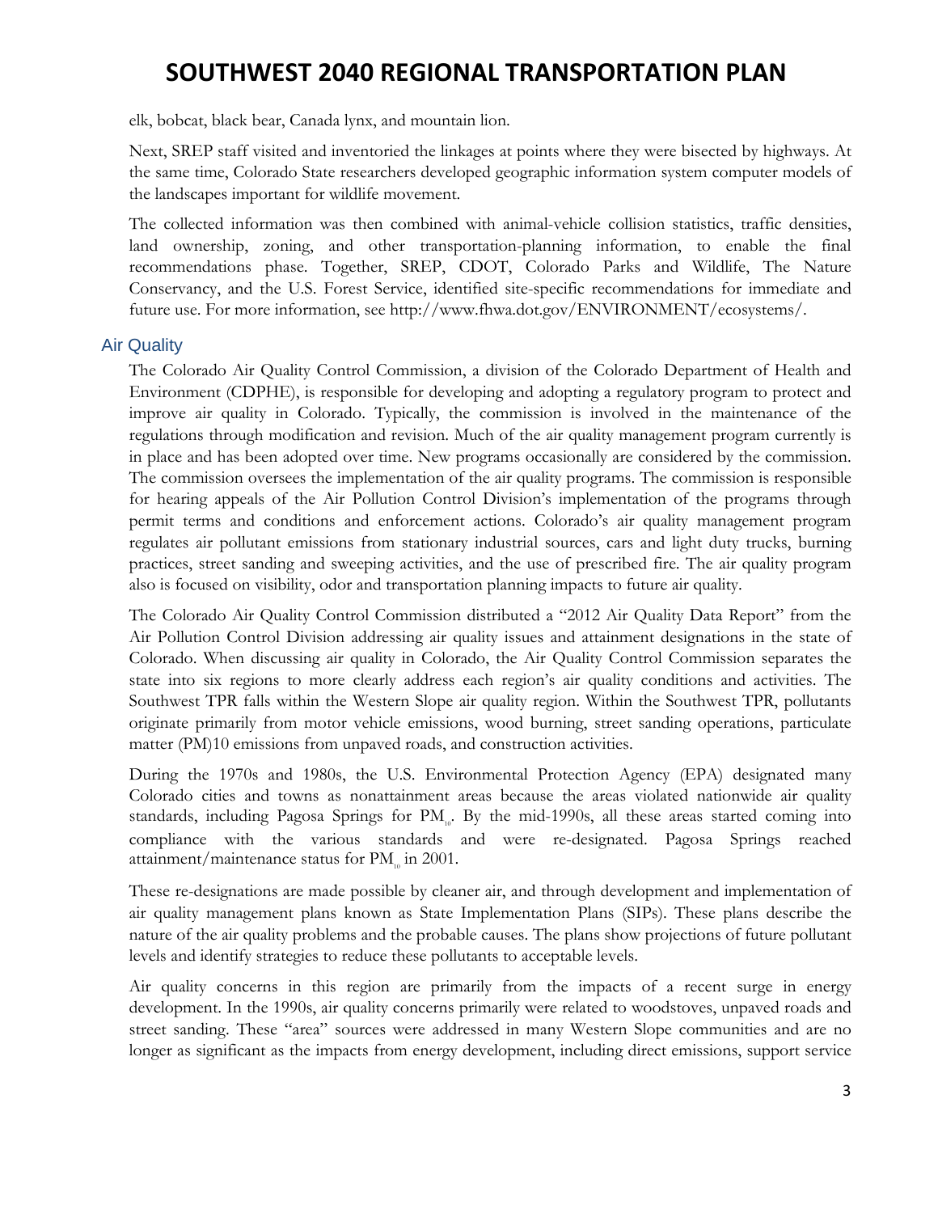elk, bobcat, black bear, Canada lynx, and mountain lion.

Next, SREP staff visited and inventoried the linkages at points where they were bisected by highways. At the same time, Colorado State researchers developed geographic information system computer models of the landscapes important for wildlife movement.

The collected information was then combined with animal-vehicle collision statistics, traffic densities, land ownership, zoning, and other transportation-planning information, to enable the final recommendations phase. Together, SREP, CDOT, Colorado Parks and Wildlife, The Nature Conservancy, and the U.S. Forest Service, identified site-specific recommendations for immediate and future use. For more information, see http://www.fhwa.dot.gov/ENVIRONMENT/ecosystems/.

## Air Quality

The Colorado Air Quality Control Commission, a division of the Colorado Department of Health and Environment (CDPHE), is responsible for developing and adopting a regulatory program to protect and improve air quality in Colorado. Typically, the commission is involved in the maintenance of the regulations through modification and revision. Much of the air quality management program currently is in place and has been adopted over time. New programs occasionally are considered by the commission. The commission oversees the implementation of the air quality programs. The commission is responsible for hearing appeals of the Air Pollution Control Division's implementation of the programs through permit terms and conditions and enforcement actions. Colorado's air quality management program regulates air pollutant emissions from stationary industrial sources, cars and light duty trucks, burning practices, street sanding and sweeping activities, and the use of prescribed fire. The air quality program also is focused on visibility, odor and transportation planning impacts to future air quality.

The Colorado Air Quality Control Commission distributed a "2012 Air Quality Data Report" from the Air Pollution Control Division addressing air quality issues and attainment designations in the state of Colorado. When discussing air quality in Colorado, the Air Quality Control Commission separates the state into six regions to more clearly address each region's air quality conditions and activities. The Southwest TPR falls within the Western Slope air quality region. Within the Southwest TPR, pollutants originate primarily from motor vehicle emissions, wood burning, street sanding operations, particulate matter (PM)10 emissions from unpaved roads, and construction activities.

During the 1970s and 1980s, the U.S. Environmental Protection Agency (EPA) designated many Colorado cities and towns as nonattainment areas because the areas violated nationwide air quality standards, including Pagosa Springs for $PM_{10}$. By the mid-1990s, all these areas started coming into compliance with the various standards and were re-designated. Pagosa Springs reached attainment/maintenance status for $PM_{10}$ in 2001.

These re-designations are made possible by cleaner air, and through development and implementation of air quality management plans known as State Implementation Plans (SIPs). These plans describe the nature of the air quality problems and the probable causes. The plans show projections of future pollutant levels and identify strategies to reduce these pollutants to acceptable levels.

Air quality concerns in this region are primarily from the impacts of a recent surge in energy development. In the 1990s, air quality concerns primarily were related to woodstoves, unpaved roads and street sanding. These "area" sources were addressed in many Western Slope communities and are no longer as significant as the impacts from energy development, including direct emissions, support service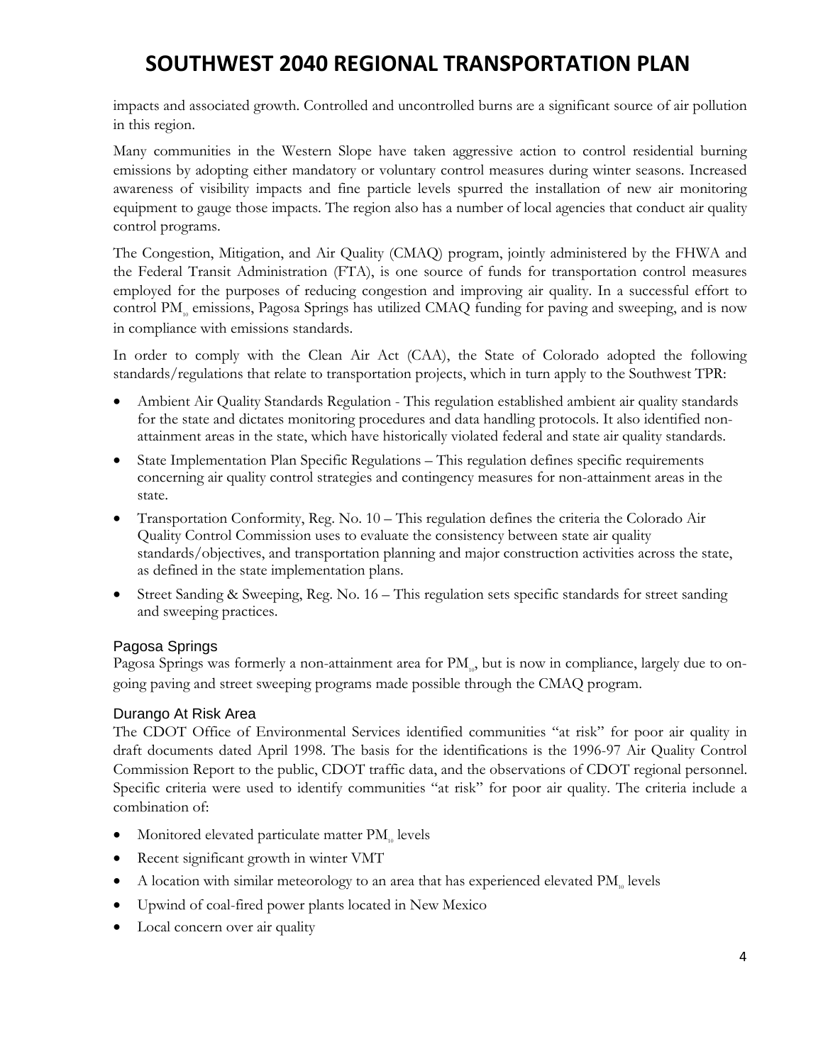impacts and associated growth. Controlled and uncontrolled burns are a significant source of air pollution in this region.

Many communities in the Western Slope have taken aggressive action to control residential burning emissions by adopting either mandatory or voluntary control measures during winter seasons. Increased awareness of visibility impacts and fine particle levels spurred the installation of new air monitoring equipment to gauge those impacts. The region also has a number of local agencies that conduct air quality control programs.

The Congestion, Mitigation, and Air Quality (CMAQ) program, jointly administered by the FHWA and the Federal Transit Administration (FTA), is one source of funds for transportation control measures employed for the purposes of reducing congestion and improving air quality. In a successful effort to control $PM_{10}$ emissions, Pagosa Springs has utilized CMAQ funding for paving and sweeping, and is now in compliance with emissions standards.

In order to comply with the Clean Air Act (CAA), the State of Colorado adopted the following standards/regulations that relate to transportation projects, which in turn apply to the Southwest TPR:

- Ambient Air Quality Standards Regulation - This regulation established ambient air quality standards for the state and dictates monitoring procedures and data handling protocols. It also identified non-attainment areas in the state, which have historically violated federal and state air quality standards.
- State Implementation Plan Specific Regulations – This regulation defines specific requirements concerning air quality control strategies and contingency measures for non-attainment areas in the state.
- Transportation Conformity, Reg. No. 10 – This regulation defines the criteria the Colorado Air Quality Control Commission uses to evaluate the consistency between state air quality standards/objectives, and transportation planning and major construction activities across the state, as defined in the state implementation plans.
- Street Sanding & Sweeping, Reg. No. 16 – This regulation sets specific standards for street sanding and sweeping practices.

### Pagosa Springs

Pagosa Springs was formerly a non-attainment area for $PM_{10}$, but is now in compliance, largely due to on-going paving and street sweeping programs made possible through the CMAQ program.

### Durango At Risk Area

The CDOT Office of Environmental Services identified communities "at risk" for poor air quality in draft documents dated April 1998. The basis for the identifications is the 1996-97 Air Quality Control Commission Report to the public, CDOT traffic data, and the observations of CDOT regional personnel. Specific criteria were used to identify communities "at risk" for poor air quality. The criteria include a combination of:

- Monitored elevated particulate matter $PM_{10}$ levels
- Recent significant growth in winter VMT
- A location with similar meteorology to an area that has experienced elevated $PM_{10}$ levels
- Upwind of coal-fired power plants located in New Mexico
- Local concern over air quality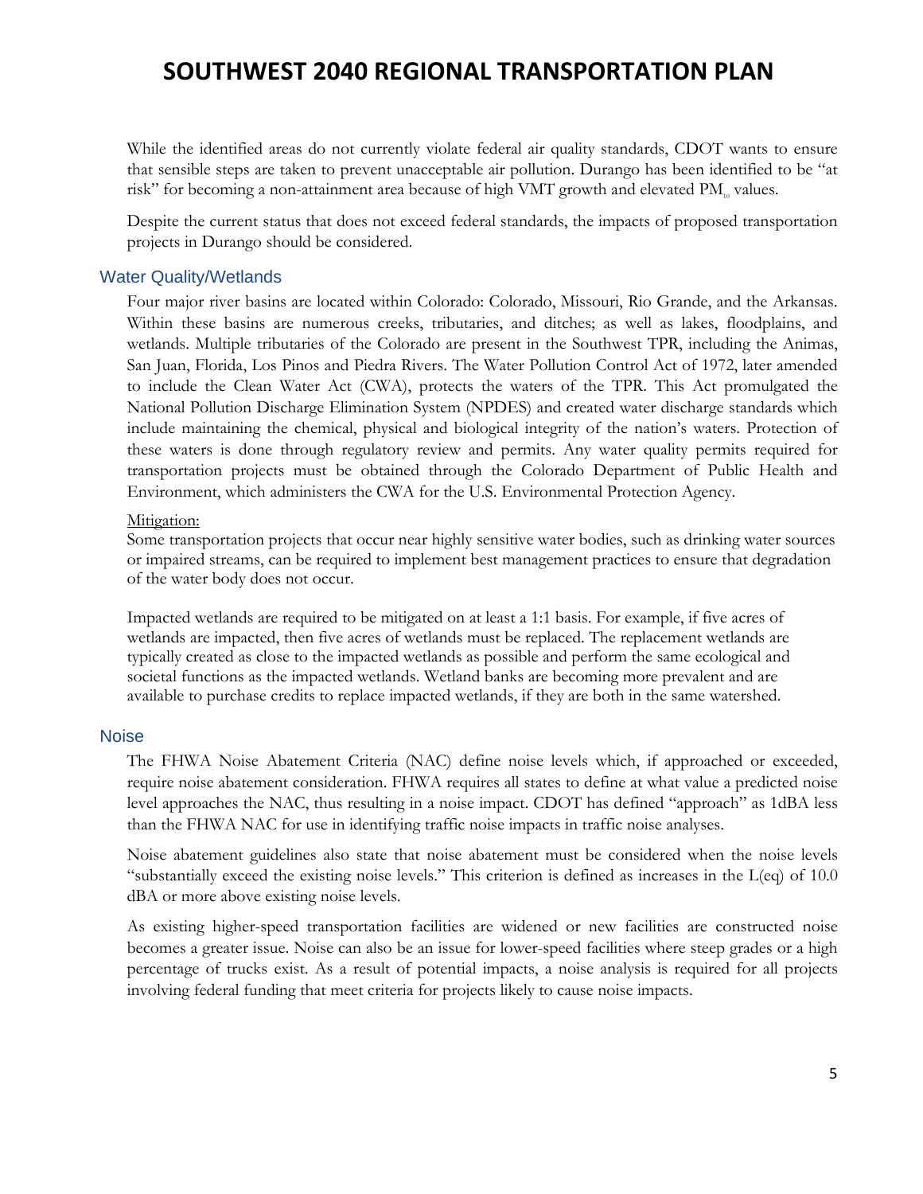While the identified areas do not currently violate federal air quality standards, CDOT wants to ensure that sensible steps are taken to prevent unacceptable air pollution. Durango has been identified to be "at risk" for becoming a non-attainment area because of high VMT growth and elevated $PM_{10}$ values.

Despite the current status that does not exceed federal standards, the impacts of proposed transportation projects in Durango should be considered.

## Water Quality/Wetlands

Four major river basins are located within Colorado: Colorado, Missouri, Rio Grande, and the Arkansas. Within these basins are numerous creeks, tributaries, and ditches; as well as lakes, floodplains, and wetlands. Multiple tributaries of the Colorado are present in the Southwest TPR, including the Animas, San Juan, Florida, Los Pinos and Piedra Rivers. The Water Pollution Control Act of 1972, later amended to include the Clean Water Act (CWA), protects the waters of the TPR. This Act promulgated the National Pollution Discharge Elimination System (NPDES) and created water discharge standards which include maintaining the chemical, physical and biological integrity of the nation's waters. Protection of these waters is done through regulatory review and permits. Any water quality permits required for transportation projects must be obtained through the Colorado Department of Public Health and Environment, which administers the CWA for the U.S. Environmental Protection Agency.

Mitigation:

Some transportation projects that occur near highly sensitive water bodies, such as drinking water sources or impaired streams, can be required to implement best management practices to ensure that degradation of the water body does not occur.

Impacted wetlands are required to be mitigated on at least a 1:1 basis. For example, if five acres of wetlands are impacted, then five acres of wetlands must be replaced. The replacement wetlands are typically created as close to the impacted wetlands as possible and perform the same ecological and societal functions as the impacted wetlands. Wetland banks are becoming more prevalent and are available to purchase credits to replace impacted wetlands, if they are both in the same watershed.

## Noise

The FHWA Noise Abatement Criteria (NAC) define noise levels which, if approached or exceeded, require noise abatement consideration. FHWA requires all states to define at what value a predicted noise level approaches the NAC, thus resulting in a noise impact. CDOT has defined "approach" as 1dBA less than the FHWA NAC for use in identifying traffic noise impacts in traffic noise analyses.

Noise abatement guidelines also state that noise abatement must be considered when the noise levels "substantially exceed the existing noise levels." This criterion is defined as increases in the L(eq) of 10.0 dBA or more above existing noise levels.

As existing higher-speed transportation facilities are widened or new facilities are constructed noise becomes a greater issue. Noise can also be an issue for lower-speed facilities where steep grades or a high percentage of trucks exist. As a result of potential impacts, a noise analysis is required for all projects involving federal funding that meet criteria for projects likely to cause noise impacts.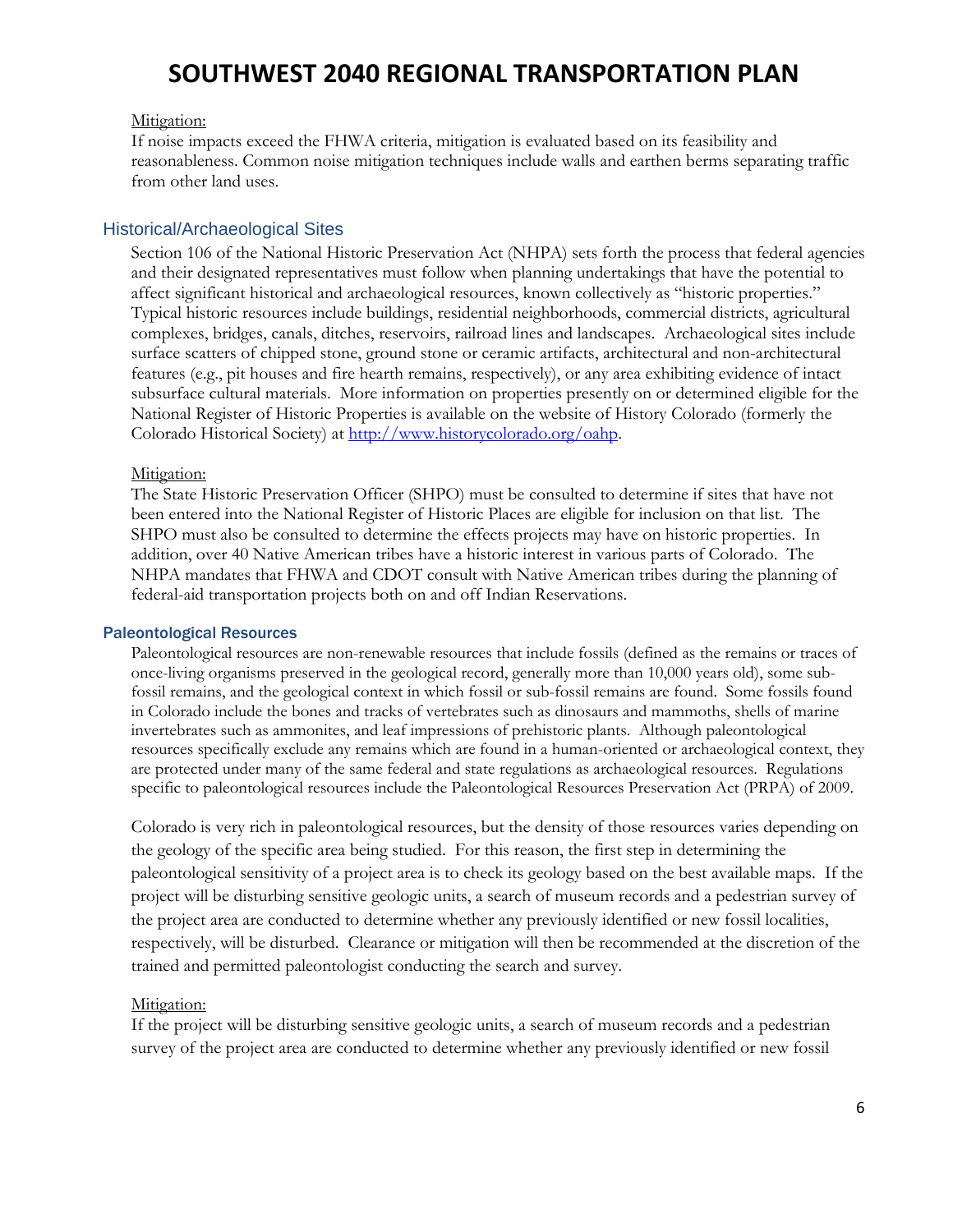Mitigation:

If noise impacts exceed the FHWA criteria, mitigation is evaluated based on its feasibility and reasonableness. Common noise mitigation techniques include walls and earthen berms separating traffic from other land uses.

## Historical/Archaeological Sites

Section 106 of the National Historic Preservation Act (NHPA) sets forth the process that federal agencies and their designated representatives must follow when planning undertakings that have the potential to affect significant historical and archaeological resources, known collectively as "historic properties." Typical historic resources include buildings, residential neighborhoods, commercial districts, agricultural complexes, bridges, canals, ditches, reservoirs, railroad lines and landscapes. Archaeological sites include surface scatters of chipped stone, ground stone or ceramic artifacts, architectural and non-architectural features (e.g., pit houses and fire hearth remains, respectively), or any area exhibiting evidence of intact subsurface cultural materials. More information on properties presently on or determined eligible for the National Register of Historic Properties is available on the website of History Colorado (formerly the Colorado Historical Society) at http://www.historycolorado.org/oahp.

Mitigation:

The State Historic Preservation Officer (SHPO) must be consulted to determine if sites that have not been entered into the National Register of Historic Places are eligible for inclusion on that list. The SHPO must also be consulted to determine the effects projects may have on historic properties. In addition, over 40 Native American tribes have a historic interest in various parts of Colorado. The NHPA mandates that FHWA and CDOT consult with Native American tribes during the planning of federal-aid transportation projects both on and off Indian Reservations.

### Paleontological Resources

Paleontological resources are non-renewable resources that include fossils (defined as the remains or traces of once-living organisms preserved in the geological record, generally more than 10,000 years old), some sub-fossil remains, and the geological context in which fossil or sub-fossil remains are found. Some fossils found in Colorado include the bones and tracks of vertebrates such as dinosaurs and mammoths, shells of marine invertebrates such as ammonites, and leaf impressions of prehistoric plants. Although paleontological resources specifically exclude any remains which are found in a human-oriented or archaeological context, they are protected under many of the same federal and state regulations as archaeological resources. Regulations specific to paleontological resources include the Paleontological Resources Preservation Act (PRPA) of 2009.

Colorado is very rich in paleontological resources, but the density of those resources varies depending on the geology of the specific area being studied. For this reason, the first step in determining the paleontological sensitivity of a project area is to check its geology based on the best available maps. If the project will be disturbing sensitive geologic units, a search of museum records and a pedestrian survey of the project area are conducted to determine whether any previously identified or new fossil localities, respectively, will be disturbed. Clearance or mitigation will then be recommended at the discretion of the trained and permitted paleontologist conducting the search and survey.

Mitigation:

If the project will be disturbing sensitive geologic units, a search of museum records and a pedestrian survey of the project area are conducted to determine whether any previously identified or new fossil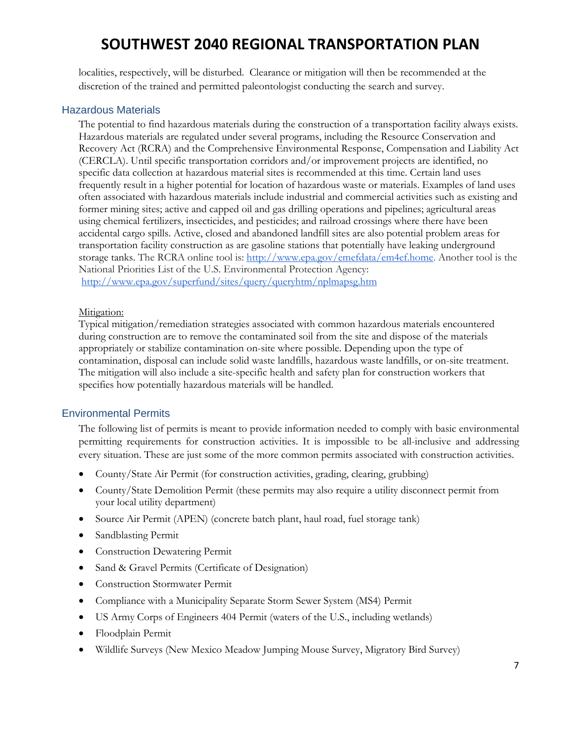localities, respectively, will be disturbed. Clearance or mitigation will then be recommended at the discretion of the trained and permitted paleontologist conducting the search and survey.

## Hazardous Materials

The potential to find hazardous materials during the construction of a transportation facility always exists. Hazardous materials are regulated under several programs, including the Resource Conservation and Recovery Act (RCRA) and the Comprehensive Environmental Response, Compensation and Liability Act (CERCLA). Until specific transportation corridors and/or improvement projects are identified, no specific data collection at hazardous material sites is recommended at this time. Certain land uses frequently result in a higher potential for location of hazardous waste or materials. Examples of land uses often associated with hazardous materials include industrial and commercial activities such as existing and former mining sites; active and capped oil and gas drilling operations and pipelines; agricultural areas using chemical fertilizers, insecticides, and pesticides; and railroad crossings where there have been accidental cargo spills. Active, closed and abandoned landfill sites are also potential problem areas for transportation facility construction as are gasoline stations that potentially have leaking underground storage tanks. The RCRA online tool is: [http://www.epa.gov/emefdata/em4ef.home](http://www.epa.gov/emefdata/em4ef.home). Another tool is the National Priorities List of the U.S. Environmental Protection Agency: [http://www.epa.gov/superfund/sites/query/queryhtm/nplmapsg.htm](http://www.epa.gov/superfund/sites/query/queryhtm/nplmapsg.htm)

Mitigation:

Typical mitigation/remediation strategies associated with common hazardous materials encountered during construction are to remove the contaminated soil from the site and dispose of the materials appropriately or stabilize contamination on-site where possible. Depending upon the type of contamination, disposal can include solid waste landfills, hazardous waste landfills, or on-site treatment. The mitigation will also include a site-specific health and safety plan for construction workers that specifies how potentially hazardous materials will be handled.

## Environmental Permits

The following list of permits is meant to provide information needed to comply with basic environmental permitting requirements for construction activities. It is impossible to be all-inclusive and addressing every situation. These are just some of the more common permits associated with construction activities.

- County/State Air Permit (for construction activities, grading, clearing, grubbing)
- County/State Demolition Permit (these permits may also require a utility disconnect permit from your local utility department)
- Source Air Permit (APEN) (concrete batch plant, haul road, fuel storage tank)
- Sandblasting Permit
- Construction Dewatering Permit
- Sand & Gravel Permits (Certificate of Designation)
- Construction Stormwater Permit
- Compliance with a Municipality Separate Storm Sewer System (MS4) Permit
- US Army Corps of Engineers 404 Permit (waters of the U.S., including wetlands)
- Floodplain Permit
- Wildlife Surveys (New Mexico Meadow Jumping Mouse Survey, Migratory Bird Survey)